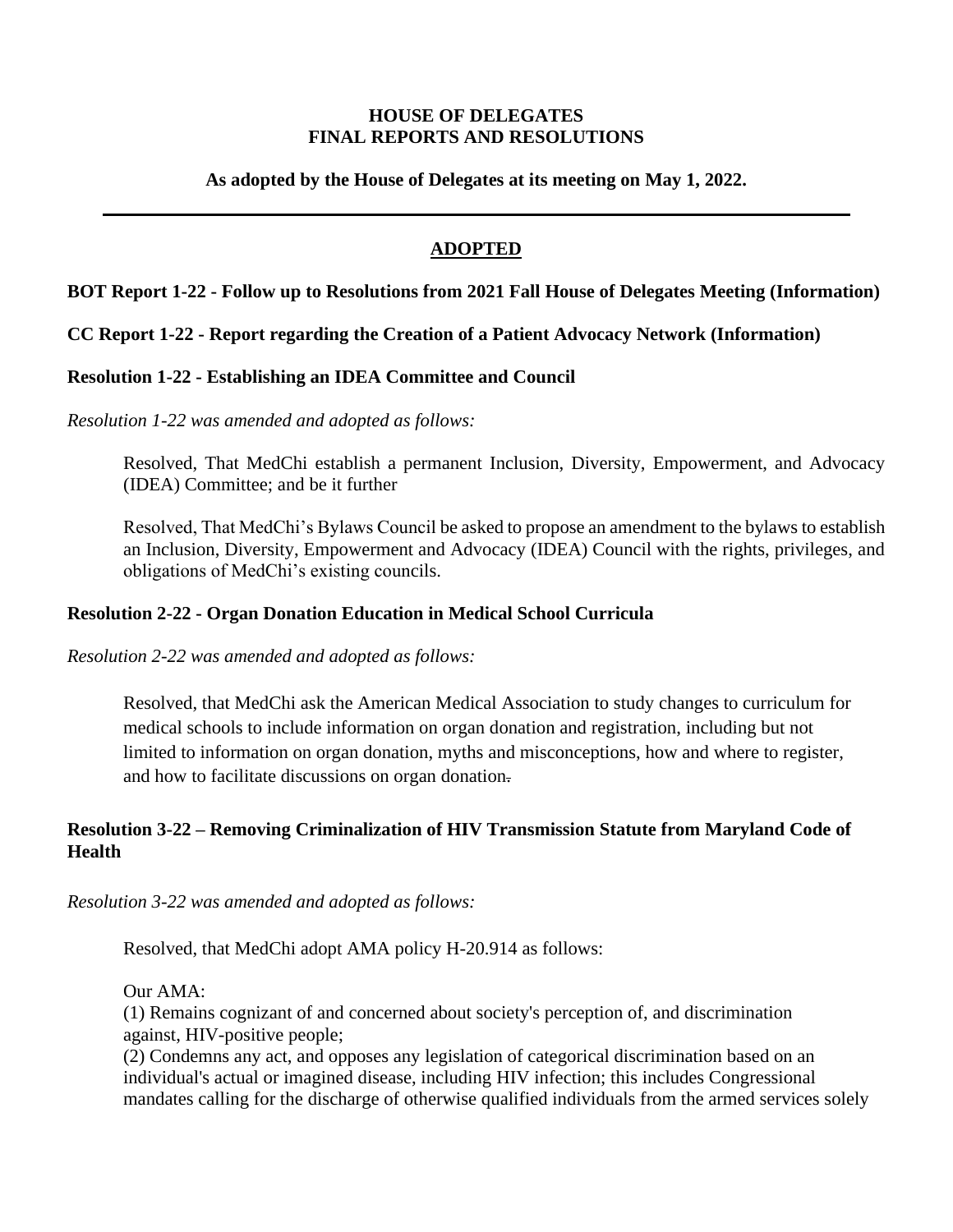**HOUSE OF DELEGATES**
**FINAL REPORTS AND RESOLUTIONS**

**As adopted by the House of Delegates at its meeting on May 1, 2022.**

---

## ADOPTED

**BOT Report 1-22 - Follow up to Resolutions from 2021 Fall House of Delegates Meeting (Information)**

**CC Report 1-22 - Report regarding the Creation of a Patient Advocacy Network (Information)**

**Resolution 1-22 - Establishing an IDEA Committee and Council**

*Resolution 1-22 was amended and adopted as follows:*

Resolved, That MedChi establish a permanent Inclusion, Diversity, Empowerment, and Advocacy (IDEA) Committee; and be it further

Resolved, That MedChi's Bylaws Council be asked to propose an amendment to the bylaws to establish an Inclusion, Diversity, Empowerment and Advocacy (IDEA) Council with the rights, privileges, and obligations of MedChi's existing councils.

**Resolution 2-22 - Organ Donation Education in Medical School Curricula**

*Resolution 2-22 was amended and adopted as follows:*

Resolved, that MedChi ask the American Medical Association to study changes to curriculum for medical schools to include information on organ donation and registration, including but not limited to information on organ donation, myths and misconceptions, how and where to register, and how to facilitate discussions on organ donation.

**Resolution 3-22 – Removing Criminalization of HIV Transmission Statute from Maryland Code of Health**

*Resolution 3-22 was amended and adopted as follows:*

Resolved, that MedChi adopt AMA policy H-20.914 as follows:

Our AMA:
(1) Remains cognizant of and concerned about society's perception of, and discrimination against, HIV-positive people;
(2) Condemns any act, and opposes any legislation of categorical discrimination based on an individual's actual or imagined disease, including HIV infection; this includes Congressional mandates calling for the discharge of otherwise qualified individuals from the armed services solely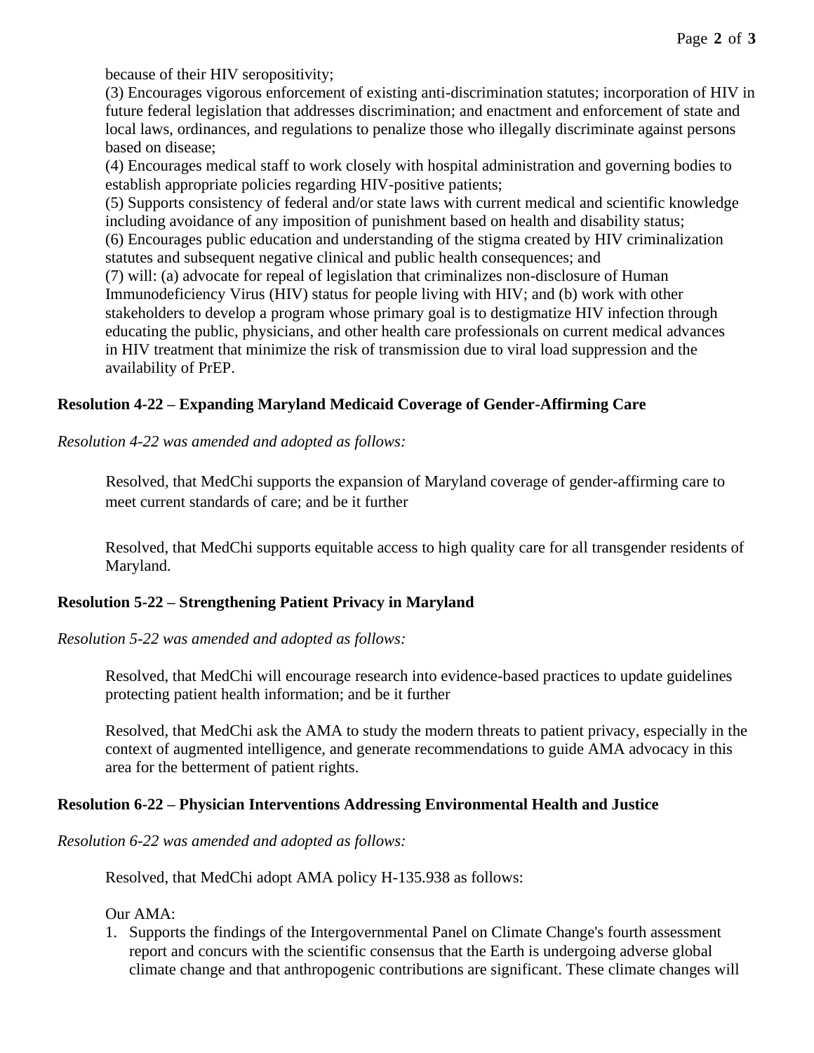because of their HIV seropositivity;

(3) Encourages vigorous enforcement of existing anti-discrimination statutes; incorporation of HIV in future federal legislation that addresses discrimination; and enactment and enforcement of state and local laws, ordinances, and regulations to penalize those who illegally discriminate against persons based on disease;

(4) Encourages medical staff to work closely with hospital administration and governing bodies to establish appropriate policies regarding HIV-positive patients;

(5) Supports consistency of federal and/or state laws with current medical and scientific knowledge including avoidance of any imposition of punishment based on health and disability status;

(6) Encourages public education and understanding of the stigma created by HIV criminalization statutes and subsequent negative clinical and public health consequences; and

(7) will: (a) advocate for repeal of legislation that criminalizes non-disclosure of Human Immunodeficiency Virus (HIV) status for people living with HIV; and (b) work with other stakeholders to develop a program whose primary goal is to destigmatize HIV infection through educating the public, physicians, and other health care professionals on current medical advances in HIV treatment that minimize the risk of transmission due to viral load suppression and the availability of PrEP.

**Resolution 4-22 – Expanding Maryland Medicaid Coverage of Gender-Affirming Care**

*Resolution 4-22 was amended and adopted as follows:*

Resolved, that MedChi supports the expansion of Maryland coverage of gender-affirming care to meet current standards of care; and be it further

Resolved, that MedChi supports equitable access to high quality care for all transgender residents of Maryland.

**Resolution 5-22 – Strengthening Patient Privacy in Maryland**

*Resolution 5-22 was amended and adopted as follows:*

Resolved, that MedChi will encourage research into evidence-based practices to update guidelines protecting patient health information; and be it further

Resolved, that MedChi ask the AMA to study the modern threats to patient privacy, especially in the context of augmented intelligence, and generate recommendations to guide AMA advocacy in this area for the betterment of patient rights.

**Resolution 6-22 – Physician Interventions Addressing Environmental Health and Justice**

*Resolution 6-22 was amended and adopted as follows:*

Resolved, that MedChi adopt AMA policy H-135.938 as follows:

Our AMA:

1. Supports the findings of the Intergovernmental Panel on Climate Change's fourth assessment report and concurs with the scientific consensus that the Earth is undergoing adverse global climate change and that anthropogenic contributions are significant. These climate changes will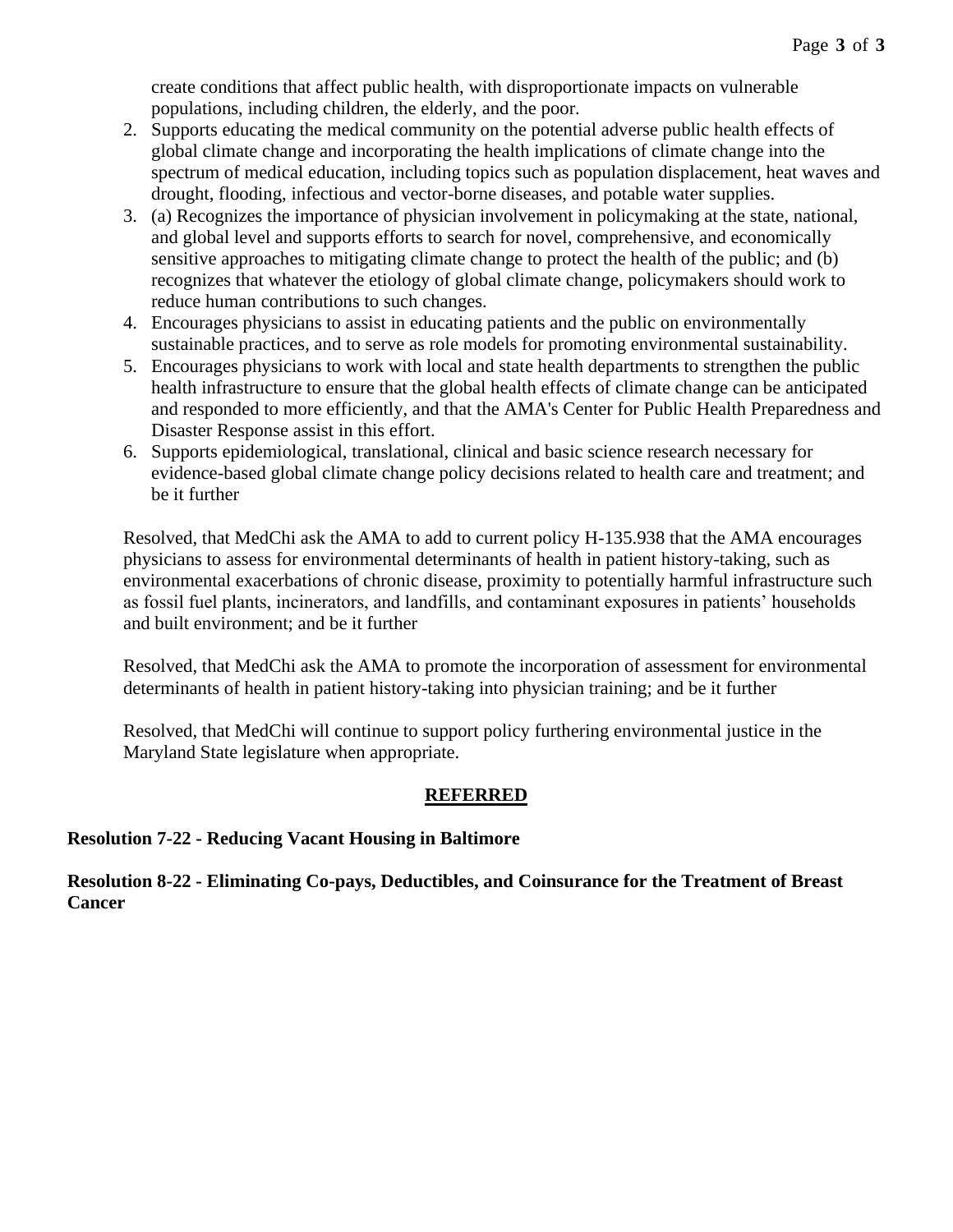create conditions that affect public health, with disproportionate impacts on vulnerable populations, including children, the elderly, and the poor.

2. Supports educating the medical community on the potential adverse public health effects of global climate change and incorporating the health implications of climate change into the spectrum of medical education, including topics such as population displacement, heat waves and drought, flooding, infectious and vector-borne diseases, and potable water supplies.
3. (a) Recognizes the importance of physician involvement in policymaking at the state, national, and global level and supports efforts to search for novel, comprehensive, and economically sensitive approaches to mitigating climate change to protect the health of the public; and (b) recognizes that whatever the etiology of global climate change, policymakers should work to reduce human contributions to such changes.
4. Encourages physicians to assist in educating patients and the public on environmentally sustainable practices, and to serve as role models for promoting environmental sustainability.
5. Encourages physicians to work with local and state health departments to strengthen the public health infrastructure to ensure that the global health effects of climate change can be anticipated and responded to more efficiently, and that the AMA's Center for Public Health Preparedness and Disaster Response assist in this effort.
6. Supports epidemiological, translational, clinical and basic science research necessary for evidence-based global climate change policy decisions related to health care and treatment; and be it further

Resolved, that MedChi ask the AMA to add to current policy H-135.938 that the AMA encourages physicians to assess for environmental determinants of health in patient history-taking, such as environmental exacerbations of chronic disease, proximity to potentially harmful infrastructure such as fossil fuel plants, incinerators, and landfills, and contaminant exposures in patients' households and built environment; and be it further

Resolved, that MedChi ask the AMA to promote the incorporation of assessment for environmental determinants of health in patient history-taking into physician training; and be it further

Resolved, that MedChi will continue to support policy furthering environmental justice in the Maryland State legislature when appropriate.

## REFERRED

**Resolution 7-22 - Reducing Vacant Housing in Baltimore**

**Resolution 8-22 - Eliminating Co-pays, Deductibles, and Coinsurance for the Treatment of Breast Cancer**